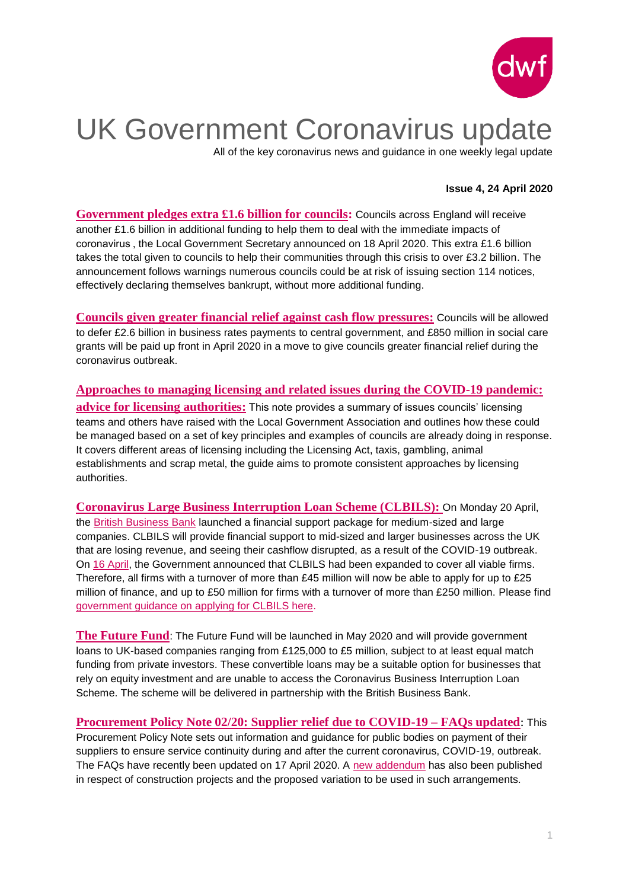# UK Government Coronavirus update

All of the key coronavirus news and guidance in one weekly legal update

**Issue 4, 24 April 2020**

**Government pledges extra £1.6 billion for councils:** Councils across England will receive another £1.6 billion in additional funding to help them to deal with the immediate impacts of coronavirus , the Local Government Secretary announced on 18 April 2020. This extra £1.6 billion takes the total given to councils to help their communities through this crisis to over £3.2 billion. The announcement follows warnings numerous councils could be at risk of issuing section 114 notices, effectively declaring themselves bankrupt, without more additional funding.

**Councils given greater financial relief against cash flow pressures:** Councils will be allowed to defer £2.6 billion in business rates payments to central government, and £850 million in social care grants will be paid up front in April 2020 in a move to give councils greater financial relief during the coronavirus outbreak.

**Approaches to managing licensing and related issues during the COVID-19 pandemic: advice for licensing authorities:** This note provides a summary of issues councils' licensing teams and others have raised with the Local Government Association and outlines how these could be managed based on a set of key principles and examples of councils are already doing in response. It covers different areas of licensing including the Licensing Act, taxis, gambling, animal establishments and scrap metal, the guide aims to promote consistent approaches by licensing authorities.

**Coronavirus Large Business Interruption Loan Scheme (CLBILS):** On Monday 20 April, the British Business Bank launched a financial support package for medium-sized and large companies. CLBILS will provide financial support to mid-sized and larger businesses across the UK that are losing revenue, and seeing their cashflow disrupted, as a result of the COVID-19 outbreak. On 16 April, the Government announced that CLBILS had been expanded to cover all viable firms. Therefore, all firms with a turnover of more than £45 million will now be able to apply for up to £25 million of finance, and up to £50 million for firms with a turnover of more than £250 million. Please find government guidance on applying for CLBILS here.

**The Future Fund**: The Future Fund will be launched in May 2020 and will provide government loans to UK-based companies ranging from £125,000 to £5 million, subject to at least equal match funding from private investors. These convertible loans may be a suitable option for businesses that rely on equity investment and are unable to access the Coronavirus Business Interruption Loan Scheme. The scheme will be delivered in partnership with the British Business Bank.

**Procurement Policy Note 02/20: Supplier relief due to COVID-19 – FAQs updated**: This Procurement Policy Note sets out information and guidance for public bodies on payment of their suppliers to ensure service continuity during and after the current coronavirus, COVID-19, outbreak. The FAQs have recently been updated on 17 April 2020. A new addendum has also been published in respect of construction projects and the proposed variation to be used in such arrangements.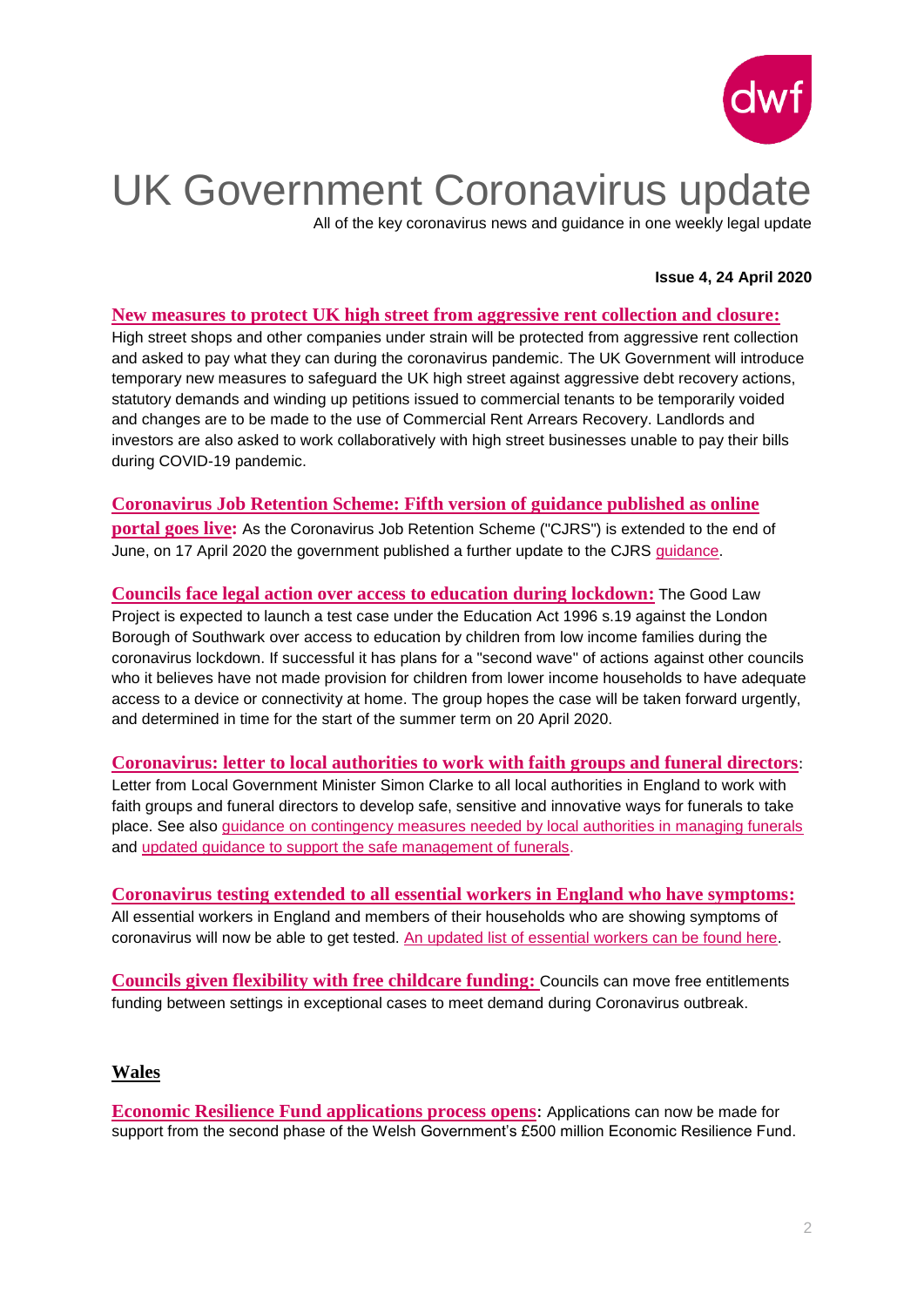# UK Government Coronavirus update

All of the key coronavirus news and guidance in one weekly legal update

**Issue 4, 24 April 2020**

**New measures to protect UK high street from aggressive rent collection and closure:** High street shops and other companies under strain will be protected from aggressive rent collection and asked to pay what they can during the coronavirus pandemic. The UK Government will introduce temporary new measures to safeguard the UK high street against aggressive debt recovery actions, statutory demands and winding up petitions issued to commercial tenants to be temporarily voided and changes are to be made to the use of Commercial Rent Arrears Recovery. Landlords and investors are also asked to work collaboratively with high street businesses unable to pay their bills during COVID-19 pandemic.

**Coronavirus Job Retention Scheme: Fifth version of guidance published as online portal goes live:** As the Coronavirus Job Retention Scheme ("CJRS") is extended to the end of June, on 17 April 2020 the government published a further update to the CJRS guidance.

**Councils face legal action over access to education during lockdown:** The Good Law Project is expected to launch a test case under the Education Act 1996 s.19 against the London Borough of Southwark over access to education by children from low income families during the coronavirus lockdown. If successful it has plans for a "second wave" of actions against other councils who it believes have not made provision for children from lower income households to have adequate access to a device or connectivity at home. The group hopes the case will be taken forward urgently, and determined in time for the start of the summer term on 20 April 2020.

**Coronavirus: letter to local authorities to work with faith groups and funeral directors**: Letter from Local Government Minister Simon Clarke to all local authorities in England to work with faith groups and funeral directors to develop safe, sensitive and innovative ways for funerals to take place. See also guidance on contingency measures needed by local authorities in managing funerals and updated guidance to support the safe management of funerals.

**Coronavirus testing extended to all essential workers in England who have symptoms:** All essential workers in England and members of their households who are showing symptoms of coronavirus will now be able to get tested. An updated list of essential workers can be found here.

**Councils given flexibility with free childcare funding:** Councils can move free entitlements funding between settings in exceptional cases to meet demand during Coronavirus outbreak.

## Wales

**Economic Resilience Fund applications process opens:** Applications can now be made for support from the second phase of the Welsh Government's £500 million Economic Resilience Fund.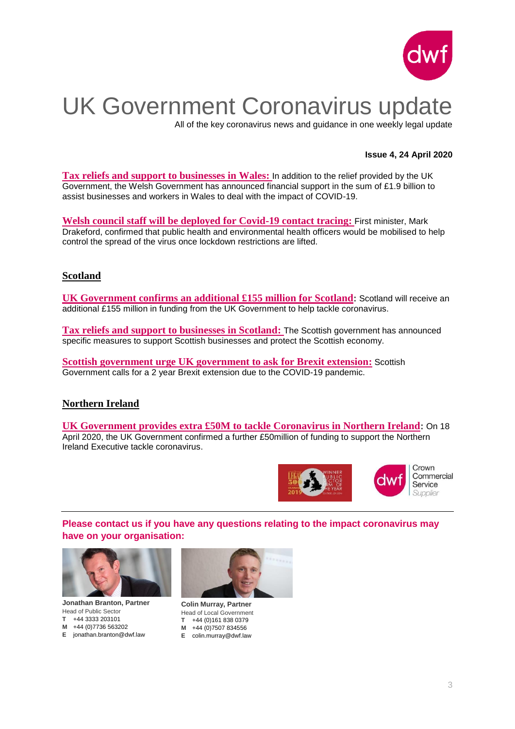# UK Government Coronavirus update

All of the key coronavirus news and guidance in one weekly legal update

**Issue 4, 24 April 2020**

**Tax reliefs and support to businesses in Wales:** In addition to the relief provided by the UK Government, the Welsh Government has announced financial support in the sum of £1.9 billion to assist businesses and workers in Wales to deal with the impact of COVID-19.

**Welsh council staff will be deployed for Covid-19 contact tracing:** First minister, Mark Drakeford, confirmed that public health and environmental health officers would be mobilised to help control the spread of the virus once lockdown restrictions are lifted.

## Scotland

**UK Government confirms an additional £155 million for Scotland:** Scotland will receive an additional £155 million in funding from the UK Government to help tackle coronavirus.

**Tax reliefs and support to businesses in Scotland:** The Scottish government has announced specific measures to support Scottish businesses and protect the Scottish economy.

**Scottish government urge UK government to ask for Brexit extension:** Scottish Government calls for a 2 year Brexit extension due to the COVID-19 pandemic.

## Northern Ireland

**UK Government provides extra £50M to tackle Coronavirus in Northern Ireland:** On 18 April 2020, the UK Government confirmed a further £50million of funding to support the Northern Ireland Executive tackle coronavirus.

**Please contact us if you have any questions relating to the impact coronavirus may have on your organisation:**

**Jonathan Branton, Partner**
Head of Public Sector
T +44 3333 203101
M +44 (0)7736 563202
E jonathan.branton@dwf.law

**Colin Murray, Partner**
Head of Local Government
T +44 (0)161 838 0379
M +44 (0)7507 834556
E colin.murray@dwf.law